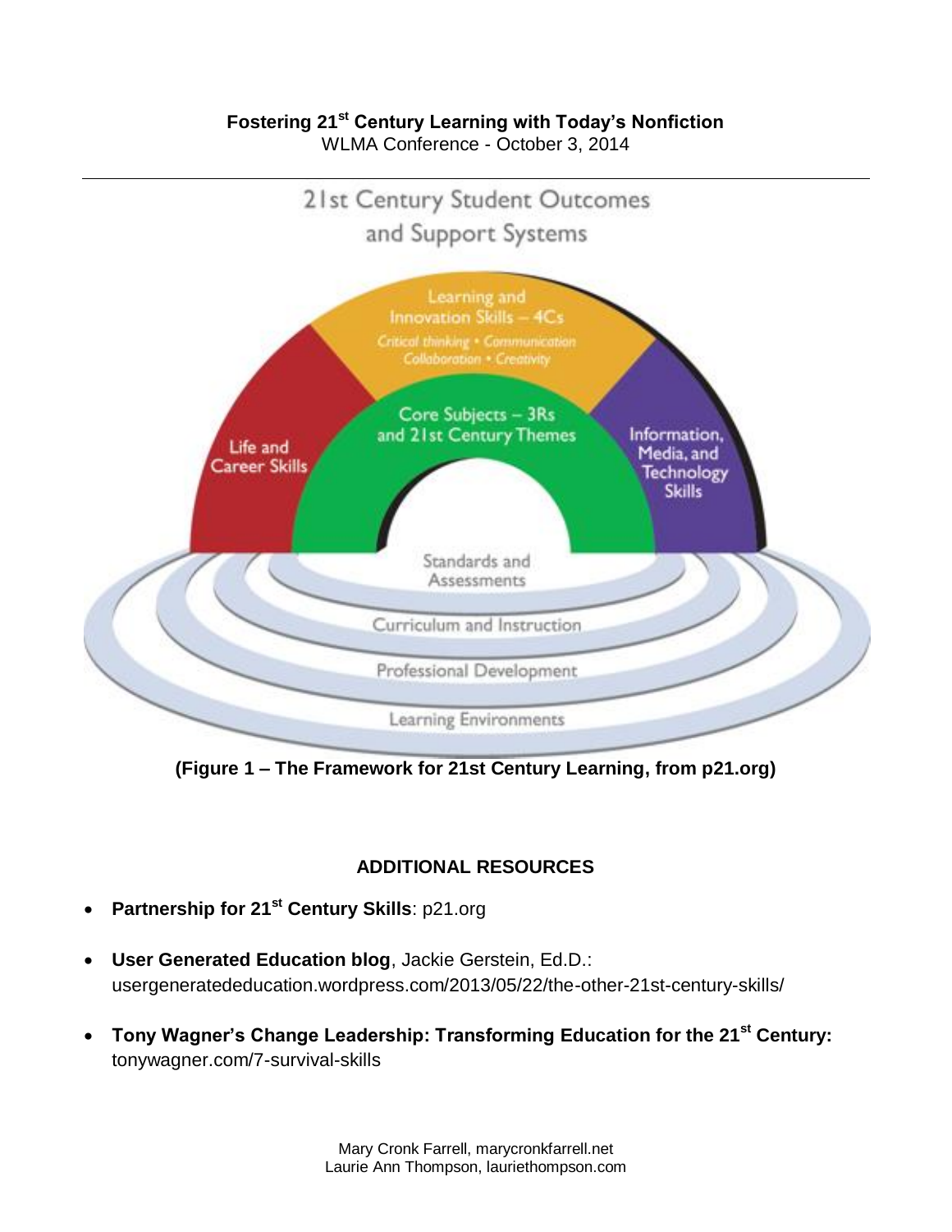**Fostering 21st Century Learning with Today's Nonfiction**
WLMA Conference - October 3, 2014

---

21st Century Student Outcomes and Support Systems

Learning and Innovation Skills – 4Cs
*Critical thinking • Communication Collaboration • Creativity*

Life and Career Skills

Core Subjects – 3Rs and 21st Century Themes

Information, Media, and Technology Skills

Standards and Assessments

Curriculum and Instruction

Professional Development

Learning Environments

**(Figure 1 – The Framework for 21st Century Learning, from p21.org)**

## ADDITIONAL RESOURCES

- **Partnership for 21st Century Skills**: p21.org
- **User Generated Education blog**, Jackie Gerstein, Ed.D.: usergeneratededucation.wordpress.com/2013/05/22/the-other-21st-century-skills/
- **Tony Wagner's Change Leadership: Transforming Education for the 21st Century:** tonywagner.com/7-survival-skills

Mary Cronk Farrell, marycronkfarrell.net
Laurie Ann Thompson, lauriethompson.com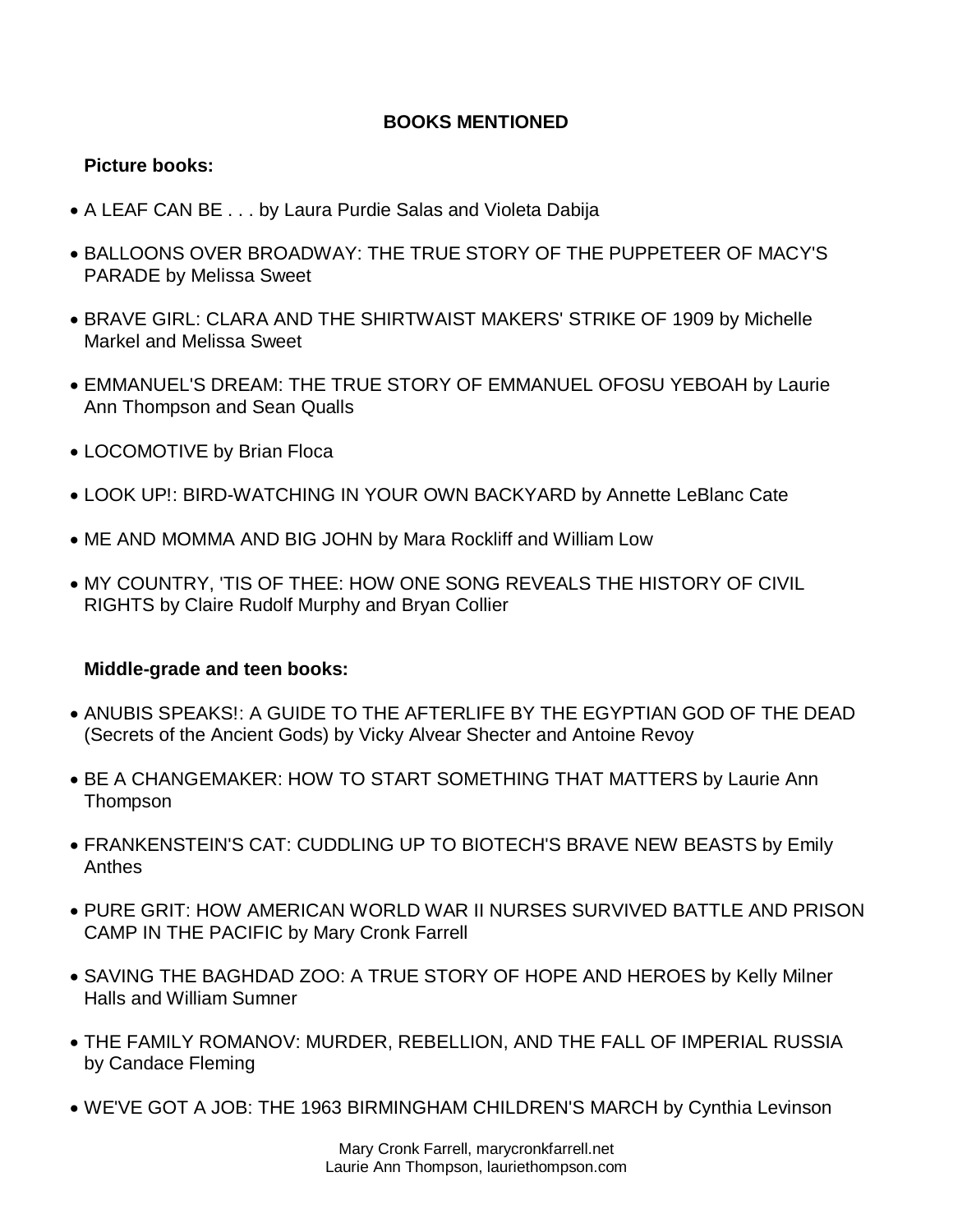## BOOKS MENTIONED

### Picture books:

- A LEAF CAN BE . . . by Laura Purdie Salas and Violeta Dabija
- BALLOONS OVER BROADWAY: THE TRUE STORY OF THE PUPPETEER OF MACY'S PARADE by Melissa Sweet
- BRAVE GIRL: CLARA AND THE SHIRTWAIST MAKERS' STRIKE OF 1909 by Michelle Markel and Melissa Sweet
- EMMANUEL'S DREAM: THE TRUE STORY OF EMMANUEL OFOSU YEBOAH by Laurie Ann Thompson and Sean Qualls
- LOCOMOTIVE by Brian Floca
- LOOK UP!: BIRD-WATCHING IN YOUR OWN BACKYARD by Annette LeBlanc Cate
- ME AND MOMMA AND BIG JOHN by Mara Rockliff and William Low
- MY COUNTRY, 'TIS OF THEE: HOW ONE SONG REVEALS THE HISTORY OF CIVIL RIGHTS by Claire Rudolf Murphy and Bryan Collier

### Middle-grade and teen books:

- ANUBIS SPEAKS!: A GUIDE TO THE AFTERLIFE BY THE EGYPTIAN GOD OF THE DEAD (Secrets of the Ancient Gods) by Vicky Alvear Shecter and Antoine Revoy
- BE A CHANGEMAKER: HOW TO START SOMETHING THAT MATTERS by Laurie Ann Thompson
- FRANKENSTEIN'S CAT: CUDDLING UP TO BIOTECH'S BRAVE NEW BEASTS by Emily Anthes
- PURE GRIT: HOW AMERICAN WORLD WAR II NURSES SURVIVED BATTLE AND PRISON CAMP IN THE PACIFIC by Mary Cronk Farrell
- SAVING THE BAGHDAD ZOO: A TRUE STORY OF HOPE AND HEROES by Kelly Milner Halls and William Sumner
- THE FAMILY ROMANOV: MURDER, REBELLION, AND THE FALL OF IMPERIAL RUSSIA by Candace Fleming
- WE'VE GOT A JOB: THE 1963 BIRMINGHAM CHILDREN'S MARCH by Cynthia Levinson

Mary Cronk Farrell, marycronkfarrell.net
Laurie Ann Thompson, lauriethompson.com